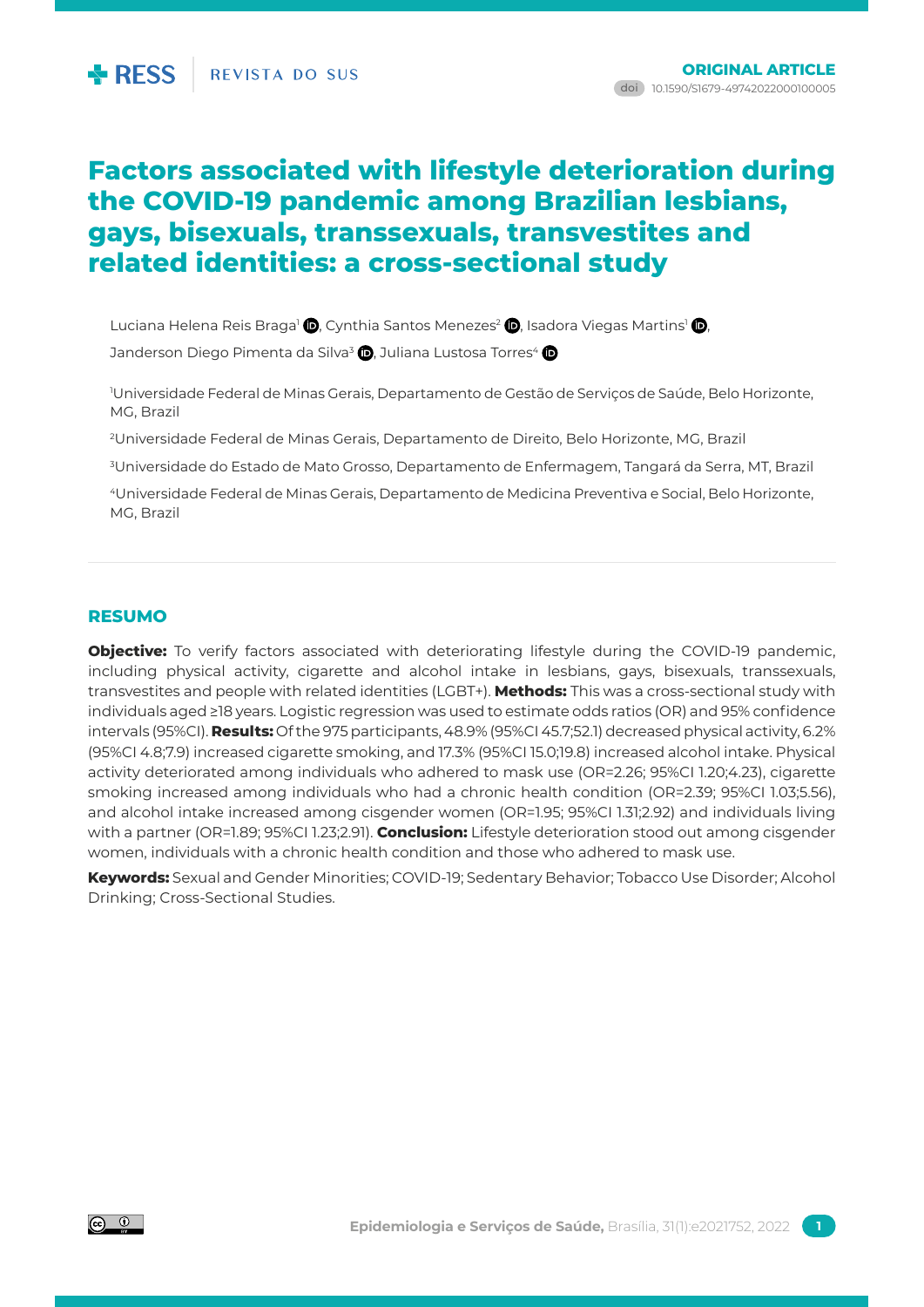ORIGINAL ARTICLE

doi 10.1590/S1679-49742022000100005

# Factors associated with lifestyle deterioration during the COVID-19 pandemic among Brazilian lesbians, gays, bisexuals, transsexuals, transvestites and related identities: a cross-sectional study

Luciana Helena Reis Braga[1], Cynthia Santos Menezes[2], Isadora Viegas Martins[1], Janderson Diego Pimenta da Silva[3], Juliana Lustosa Torres[4]

[1]Universidade Federal de Minas Gerais, Departamento de Gestão de Serviços de Saúde, Belo Horizonte, MG, Brazil

[2]Universidade Federal de Minas Gerais, Departamento de Direito, Belo Horizonte, MG, Brazil

[3]Universidade do Estado de Mato Grosso, Departamento de Enfermagem, Tangará da Serra, MT, Brazil

[4]Universidade Federal de Minas Gerais, Departamento de Medicina Preventiva e Social, Belo Horizonte, MG, Brazil

## RESUMO

**Objective:** To verify factors associated with deteriorating lifestyle during the COVID-19 pandemic, including physical activity, cigarette and alcohol intake in lesbians, gays, bisexuals, transsexuals, transvestites and people with related identities (LGBT+). **Methods:** This was a cross-sectional study with individuals aged ≥18 years. Logistic regression was used to estimate odds ratios (OR) and 95% confidence intervals (95%CI). **Results:** Of the 975 participants, 48.9% (95%CI 45.7;52.1) decreased physical activity, 6.2% (95%CI 4.8;7.9) increased cigarette smoking, and 17.3% (95%CI 15.0;19.8) increased alcohol intake. Physical activity deteriorated among individuals who adhered to mask use (OR=2.26; 95%CI 1.20;4.23), cigarette smoking increased among individuals who had a chronic health condition (OR=2.39; 95%CI 1.03;5.56), and alcohol intake increased among cisgender women (OR=1.95; 95%CI 1.31;2.92) and individuals living with a partner (OR=1.89; 95%CI 1.23;2.91). **Conclusion:** Lifestyle deterioration stood out among cisgender women, individuals with a chronic health condition and those who adhered to mask use.

**Keywords:** Sexual and Gender Minorities; COVID-19; Sedentary Behavior; Tobacco Use Disorder; Alcohol Drinking; Cross-Sectional Studies.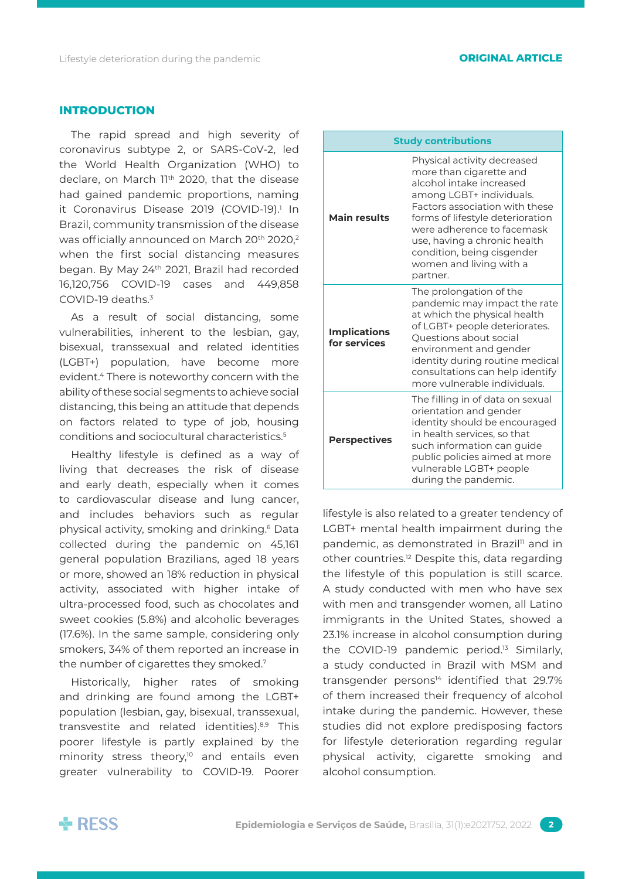## INTRODUCTION

The rapid spread and high severity of coronavirus subtype 2, or SARS-CoV-2, led the World Health Organization (WHO) to declare, on March 11th 2020, that the disease had gained pandemic proportions, naming it Coronavirus Disease 2019 (COVID-19).[1] In Brazil, community transmission of the disease was officially announced on March 20th 2020,[2] when the first social distancing measures began. By May 24th 2021, Brazil had recorded 16,120,756 COVID-19 cases and 449,858 COVID-19 deaths.[3]

As a result of social distancing, some vulnerabilities, inherent to the lesbian, gay, bisexual, transsexual and related identities (LGBT+) population, have become more evident.[4] There is noteworthy concern with the ability of these social segments to achieve social distancing, this being an attitude that depends on factors related to type of job, housing conditions and sociocultural characteristics.[5]

Healthy lifestyle is defined as a way of living that decreases the risk of disease and early death, especially when it comes to cardiovascular disease and lung cancer, and includes behaviors such as regular physical activity, smoking and drinking.[6] Data collected during the pandemic on 45,161 general population Brazilians, aged 18 years or more, showed an 18% reduction in physical activity, associated with higher intake of ultra-processed food, such as chocolates and sweet cookies (5.8%) and alcoholic beverages (17.6%). In the same sample, considering only smokers, 34% of them reported an increase in the number of cigarettes they smoked.[7]

Historically, higher rates of smoking and drinking are found among the LGBT+ population (lesbian, gay, bisexual, transsexual, transvestite and related identities).[8,9] This poorer lifestyle is partly explained by the minority stress theory,[10] and entails even greater vulnerability to COVID-19. Poorer lifestyle is also related to a greater tendency of LGBT+ mental health impairment during the pandemic, as demonstrated in Brazil[11] and in other countries.[12] Despite this, data regarding the lifestyle of this population is still scarce. A study conducted with men who have sex with men and transgender women, all Latino immigrants in the United States, showed a 23.1% increase in alcohol consumption during the COVID-19 pandemic period.[13] Similarly, a study conducted in Brazil with MSM and transgender persons[14] identified that 29.7% of them increased their frequency of alcohol intake during the pandemic. However, these studies did not explore predisposing factors for lifestyle deterioration regarding regular physical activity, cigarette smoking and alcohol consumption.

| Study contributions | |
|---|---|
| **Main results** | Physical activity decreased more than cigarette and alcohol intake increased among LGBT+ individuals. Factors association with these forms of lifestyle deterioration were adherence to facemask use, having a chronic health condition, being cisgender women and living with a partner. |
| **Implications for services** | The prolongation of the pandemic may impact the rate at which the physical health of LGBT+ people deteriorates. Questions about social environment and gender identity during routine medical consultations can help identify more vulnerable individuals. |
| **Perspectives** | The filling in of data on sexual orientation and gender identity should be encouraged in health services, so that such information can guide public policies aimed at more vulnerable LGBT+ people during the pandemic. |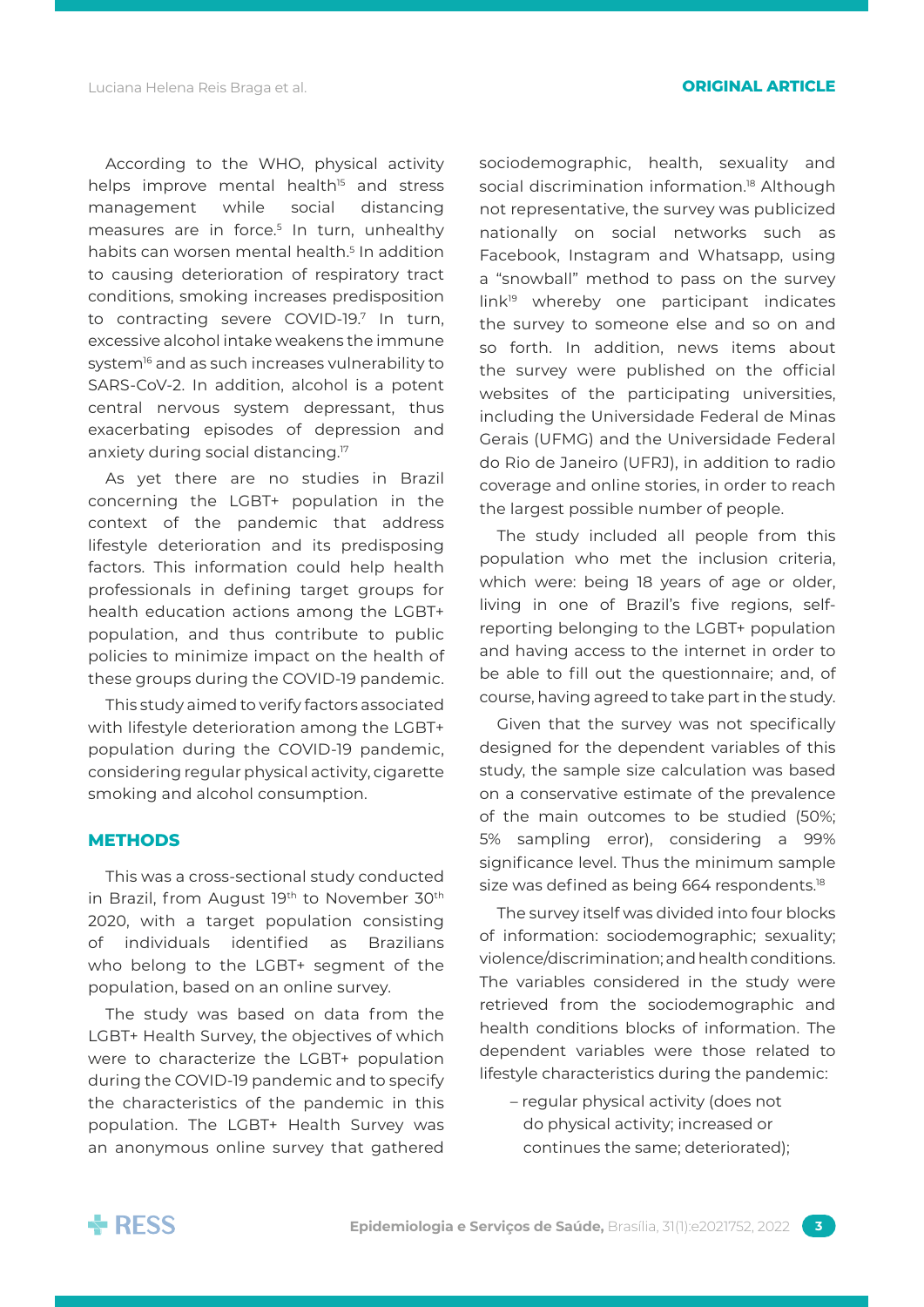According to the WHO, physical activity helps improve mental health[15] and stress management while social distancing measures are in force.[5] In turn, unhealthy habits can worsen mental health.[5] In addition to causing deterioration of respiratory tract conditions, smoking increases predisposition to contracting severe COVID-19.[7] In turn, excessive alcohol intake weakens the immune system[16] and as such increases vulnerability to SARS-CoV-2. In addition, alcohol is a potent central nervous system depressant, thus exacerbating episodes of depression and anxiety during social distancing.[17]

As yet there are no studies in Brazil concerning the LGBT+ population in the context of the pandemic that address lifestyle deterioration and its predisposing factors. This information could help health professionals in defining target groups for health education actions among the LGBT+ population, and thus contribute to public policies to minimize impact on the health of these groups during the COVID-19 pandemic.

This study aimed to verify factors associated with lifestyle deterioration among the LGBT+ population during the COVID-19 pandemic, considering regular physical activity, cigarette smoking and alcohol consumption.

## METHODS

This was a cross-sectional study conducted in Brazil, from August 19th to November 30th 2020, with a target population consisting of individuals identified as Brazilians who belong to the LGBT+ segment of the population, based on an online survey.

The study was based on data from the LGBT+ Health Survey, the objectives of which were to characterize the LGBT+ population during the COVID-19 pandemic and to specify the characteristics of the pandemic in this population. The LGBT+ Health Survey was an anonymous online survey that gathered sociodemographic, health, sexuality and social discrimination information.[18] Although not representative, the survey was publicized nationally on social networks such as Facebook, Instagram and Whatsapp, using a "snowball" method to pass on the survey link[19] whereby one participant indicates the survey to someone else and so on and so forth. In addition, news items about the survey were published on the official websites of the participating universities, including the Universidade Federal de Minas Gerais (UFMG) and the Universidade Federal do Rio de Janeiro (UFRJ), in addition to radio coverage and online stories, in order to reach the largest possible number of people.

The study included all people from this population who met the inclusion criteria, which were: being 18 years of age or older, living in one of Brazil's five regions, self-reporting belonging to the LGBT+ population and having access to the internet in order to be able to fill out the questionnaire; and, of course, having agreed to take part in the study.

Given that the survey was not specifically designed for the dependent variables of this study, the sample size calculation was based on a conservative estimate of the prevalence of the main outcomes to be studied (50%; 5% sampling error), considering a 99% significance level. Thus the minimum sample size was defined as being 664 respondents.[18]

The survey itself was divided into four blocks of information: sociodemographic; sexuality; violence/discrimination; and health conditions. The variables considered in the study were retrieved from the sociodemographic and health conditions blocks of information. The dependent variables were those related to lifestyle characteristics during the pandemic:

- regular physical activity (does not do physical activity; increased or continues the same; deteriorated);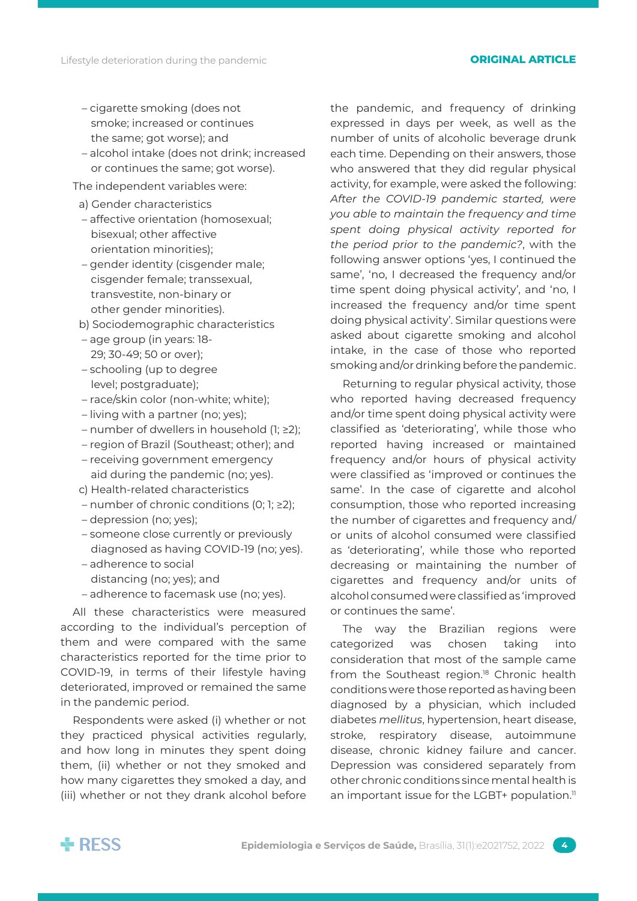- cigarette smoking (does not smoke; increased or continues the same; got worse); and
- alcohol intake (does not drink; increased or continues the same; got worse).

The independent variables were:

a) Gender characteristics
- affective orientation (homosexual; bisexual; other affective orientation minorities);
- gender identity (cisgender male; cisgender female; transsexual, transvestite, non-binary or other gender minorities).

b) Sociodemographic characteristics
- age group (in years: 18-29; 30-49; 50 or over);
- schooling (up to degree level; postgraduate);
- race/skin color (non-white; white);
- living with a partner (no; yes);
- number of dwellers in household (1; ≥2);
- region of Brazil (Southeast; other); and
- receiving government emergency aid during the pandemic (no; yes).

c) Health-related characteristics
- number of chronic conditions (0; 1; ≥2);
- depression (no; yes);
- someone close currently or previously diagnosed as having COVID-19 (no; yes).
- adherence to social distancing (no; yes); and
- adherence to facemask use (no; yes).

All these characteristics were measured according to the individual's perception of them and were compared with the same characteristics reported for the time prior to COVID-19, in terms of their lifestyle having deteriorated, improved or remained the same in the pandemic period.

Respondents were asked (i) whether or not they practiced physical activities regularly, and how long in minutes they spent doing them, (ii) whether or not they smoked and how many cigarettes they smoked a day, and (iii) whether or not they drank alcohol before the pandemic, and frequency of drinking expressed in days per week, as well as the number of units of alcoholic beverage drunk each time. Depending on their answers, those who answered that they did regular physical activity, for example, were asked the following: *After the COVID-19 pandemic started, were you able to maintain the frequency and time spent doing physical activity reported for the period prior to the pandemic?*, with the following answer options 'yes, I continued the same', 'no, I decreased the frequency and/or time spent doing physical activity', and 'no, I increased the frequency and/or time spent doing physical activity'. Similar questions were asked about cigarette smoking and alcohol intake, in the case of those who reported smoking and/or drinking before the pandemic.

Returning to regular physical activity, those who reported having decreased frequency and/or time spent doing physical activity were classified as 'deteriorating', while those who reported having increased or maintained frequency and/or hours of physical activity were classified as 'improved or continues the same'. In the case of cigarette and alcohol consumption, those who reported increasing the number of cigarettes and frequency and/or units of alcohol consumed were classified as 'deteriorating', while those who reported decreasing or maintaining the number of cigarettes and frequency and/or units of alcohol consumed were classified as 'improved or continues the same'.

The way the Brazilian regions were categorized was chosen taking into consideration that most of the sample came from the Southeast region.[18] Chronic health conditions were those reported as having been diagnosed by a physician, which included diabetes *mellitus*, hypertension, heart disease, stroke, respiratory disease, autoimmune disease, chronic kidney failure and cancer. Depression was considered separately from other chronic conditions since mental health is an important issue for the LGBT+ population.[11]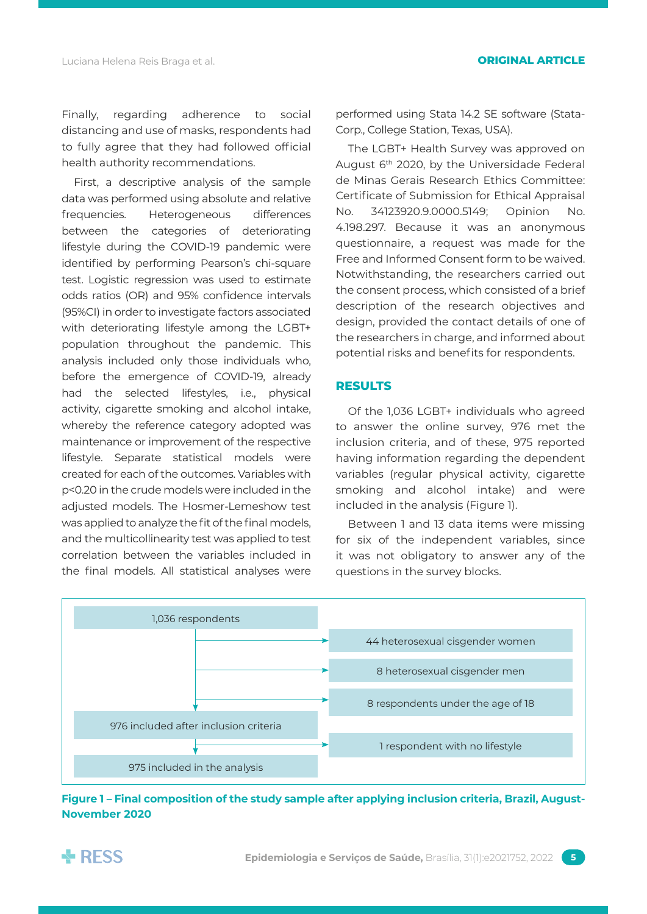Finally, regarding adherence to social distancing and use of masks, respondents had to fully agree that they had followed official health authority recommendations.

First, a descriptive analysis of the sample data was performed using absolute and relative frequencies. Heterogeneous differences between the categories of deteriorating lifestyle during the COVID-19 pandemic were identified by performing Pearson's chi-square test. Logistic regression was used to estimate odds ratios (OR) and 95% confidence intervals (95%CI) in order to investigate factors associated with deteriorating lifestyle among the LGBT+ population throughout the pandemic. This analysis included only those individuals who, before the emergence of COVID-19, already had the selected lifestyles, i.e., physical activity, cigarette smoking and alcohol intake, whereby the reference category adopted was maintenance or improvement of the respective lifestyle. Separate statistical models were created for each of the outcomes. Variables with $p<0.20$ in the crude models were included in the adjusted models. The Hosmer-Lemeshow test was applied to analyze the fit of the final models, and the multicollinearity test was applied to test correlation between the variables included in the final models. All statistical analyses were performed using Stata 14.2 SE software (Stata-Corp., College Station, Texas, USA).

The LGBT+ Health Survey was approved on August 6th 2020, by the Universidade Federal de Minas Gerais Research Ethics Committee: Certificate of Submission for Ethical Appraisal No. 34123920.9.0000.5149; Opinion No. 4.198.297. Because it was an anonymous questionnaire, a request was made for the Free and Informed Consent form to be waived. Notwithstanding, the researchers carried out the consent process, which consisted of a brief description of the research objectives and design, provided the contact details of one of the researchers in charge, and informed about potential risks and benefits for respondents.

## RESULTS

Of the 1,036 LGBT+ individuals who agreed to answer the online survey, 976 met the inclusion criteria, and of these, 975 reported having information regarding the dependent variables (regular physical activity, cigarette smoking and alcohol intake) and were included in the analysis (Figure 1).

Between 1 and 13 data items were missing for six of the independent variables, since it was not obligatory to answer any of the questions in the survey blocks.

1,036 respondents
→ 44 heterosexual cisgender women
→ 8 heterosexual cisgender men
→ 8 respondents under the age of 18

976 included after inclusion criteria
→ 1 respondent with no lifestyle

975 included in the analysis

**Figure 1 – Final composition of the study sample after applying inclusion criteria, Brazil, August-November 2020**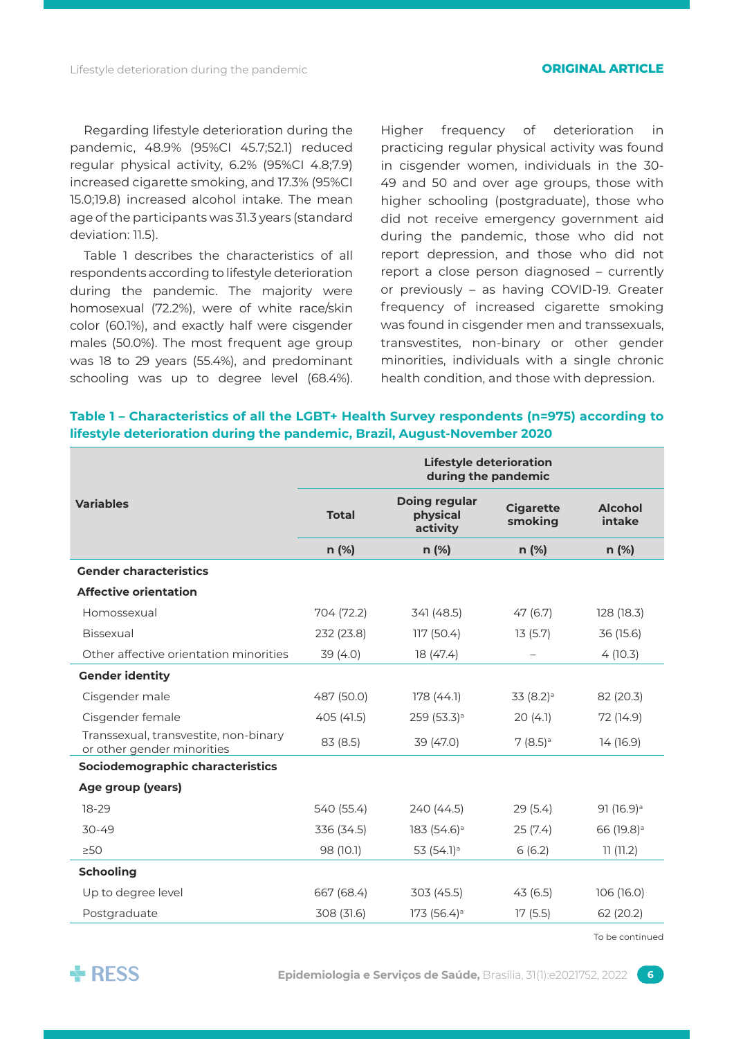Regarding lifestyle deterioration during the pandemic, 48.9% (95%CI 45.7;52.1) reduced regular physical activity, 6.2% (95%CI 4.8;7.9) increased cigarette smoking, and 17.3% (95%CI 15.0;19.8) increased alcohol intake. The mean age of the participants was 31.3 years (standard deviation: 11.5).

Table 1 describes the characteristics of all respondents according to lifestyle deterioration during the pandemic. The majority were homosexual (72.2%), were of white race/skin color (60.1%), and exactly half were cisgender males (50.0%). The most frequent age group was 18 to 29 years (55.4%), and predominant schooling was up to degree level (68.4%). Higher frequency of deterioration in practicing regular physical activity was found in cisgender women, individuals in the 30-49 and 50 and over age groups, those with higher schooling (postgraduate), those who did not receive emergency government aid during the pandemic, those who did not report depression, and those who did not report a close person diagnosed – currently or previously – as having COVID-19. Greater frequency of increased cigarette smoking was found in cisgender men and transsexuals, transvestites, non-binary or other gender minorities, individuals with a single chronic health condition, and those with depression.

**Table 1 – Characteristics of all the LGBT+ Health Survey respondents (n=975) according to lifestyle deterioration during the pandemic, Brazil, August-November 2020**

| Variables | Total | Lifestyle deterioration during the pandemic | | |
|---|---|---|---|---|
| | | Doing regular physical activity | Cigarette smoking | Alcohol intake |
| | n (%) | n (%) | n (%) | n (%) |
| **Gender characteristics** | | | | |
| **Affective orientation** | | | | |
| Homossexual | 704 (72.2) | 341 (48.5) | 47 (6.7) | 128 (18.3) |
| Bissexual | 232 (23.8) | 117 (50.4) | 13 (5.7) | 36 (15.6) |
| Other affective orientation minorities | 39 (4.0) | 18 (47.4) | – | 4 (10.3) |
| **Gender identity** | | | | |
| Cisgender male | 487 (50.0) | 178 (44.1) | 33 (8.2)[a] | 82 (20.3) |
| Cisgender female | 405 (41.5) | 259 (53.3)[a] | 20 (4.1) | 72 (14.9) |
| Transsexual, transvestite, non-binary or other gender minorities | 83 (8.5) | 39 (47.0) | 7 (8.5)[a] | 14 (16.9) |
| **Sociodemographic characteristics** | | | | |
| **Age group (years)** | | | | |
| 18-29 | 540 (55.4) | 240 (44.5) | 29 (5.4) | 91 (16.9)[a] |
| 30-49 | 336 (34.5) | 183 (54.6)[a] | 25 (7.4) | 66 (19.8)[a] |
| ≥50 | 98 (10.1) | 53 (54.1)[a] | 6 (6.2) | 11 (11.2) |
| **Schooling** | | | | |
| Up to degree level | 667 (68.4) | 303 (45.5) | 43 (6.5) | 106 (16.0) |
| Postgraduate | 308 (31.6) | 173 (56.4)[a] | 17 (5.5) | 62 (20.2) |

To be continued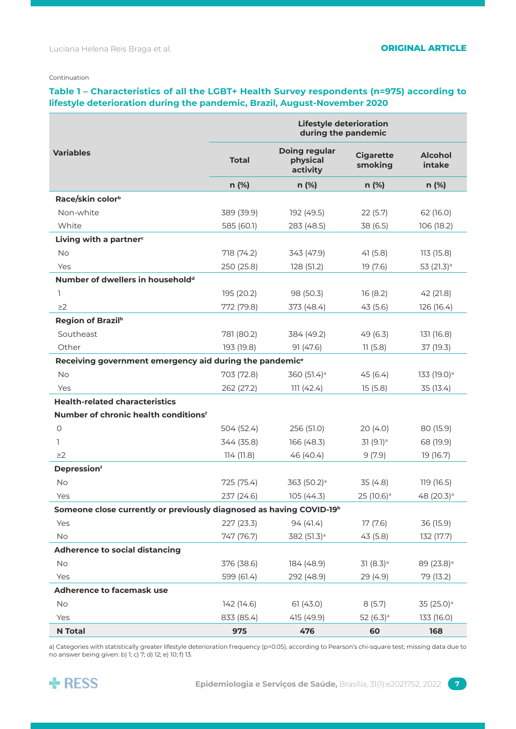Continuation

**Table 1 – Characteristics of all the LGBT+ Health Survey respondents (n=975) according to lifestyle deterioration during the pandemic, Brazil, August-November 2020**

| Variables | Total | Lifestyle deterioration during the pandemic | | |
|---|---|---|---|---|
| | | Doing regular physical activity | Cigarette smoking | Alcohol intake |
| | n (%) | n (%) | n (%) | n (%) |
| **Race/skin color[b]** | | | | |
| Non-white | 389 (39.9) | 192 (49.5) | 22 (5.7) | 62 (16.0) |
| White | 585 (60.1) | 283 (48.5) | 38 (6.5) | 106 (18.2) |
| **Living with a partner[c]** | | | | |
| No | 718 (74.2) | 343 (47.9) | 41 (5.8) | 113 (15.8) |
| Yes | 250 (25.8) | 128 (51.2) | 19 (7.6) | 53 (21.3)[a] |
| **Number of dwellers in household[d]** | | | | |
| 1 | 195 (20.2) | 98 (50.3) | 16 (8.2) | 42 (21.8) |
| ≥2 | 772 (79.8) | 373 (48.4) | 43 (5.6) | 126 (16.4) |
| **Region of Brazil[b]** | | | | |
| Southeast | 781 (80.2) | 384 (49.2) | 49 (6.3) | 131 (16.8) |
| Other | 193 (19.8) | 91 (47.6) | 11 (5.8) | 37 (19.3) |
| **Receiving government emergency aid during the pandemic[e]** | | | | |
| No | 703 (72.8) | 360 (51.4)[a] | 45 (6.4) | 133 (19.0)[a] |
| Yes | 262 (27.2) | 111 (42.4) | 15 (5.8) | 35 (13.4) |
| **Health-related characteristics** | | | | |
| **Number of chronic health conditions[f]** | | | | |
| 0 | 504 (52.4) | 256 (51.0) | 20 (4.0) | 80 (15.9) |
| 1 | 344 (35.8) | 166 (48.3) | 31 (9.1)[a] | 68 (19.9) |
| ≥2 | 114 (11.8) | 46 (40.4) | 9 (7.9) | 19 (16.7) |
| **Depression[f]** | | | | |
| No | 725 (75.4) | 363 (50.2)[a] | 35 (4.8) | 119 (16.5) |
| Yes | 237 (24.6) | 105 (44.3) | 25 (10.6)[a] | 48 (20.3)[a] |
| **Someone close currently or previously diagnosed as having COVID-19[b]** | | | | |
| Yes | 227 (23.3) | 94 (41.4) | 17 (7.6) | 36 (15.9) |
| No | 747 (76.7) | 382 (51.3)[a] | 43 (5.8) | 132 (17.7) |
| **Adherence to social distancing** | | | | |
| No | 376 (38.6) | 184 (48.9) | 31 (8.3)[a] | 89 (23.8)[a] |
| Yes | 599 (61.4) | 292 (48.9) | 29 (4.9) | 79 (13.2) |
| **Adherence to facemask use** | | | | |
| No | 142 (14.6) | 61 (43.0) | 8 (5.7) | 35 (25.0)[a] |
| Yes | 833 (85.4) | 415 (49.9) | 52 (6.3)[a] | 133 (16.0) |
| **N Total** | **975** | **476** | **60** | **168** |

a) Categories with statistically greater lifestyle deterioration frequency ($p<0.05$), according to Pearson's chi-square test; missing data due to no answer being given: b) 1; c) 7; d) 12; e) 10; f) 13.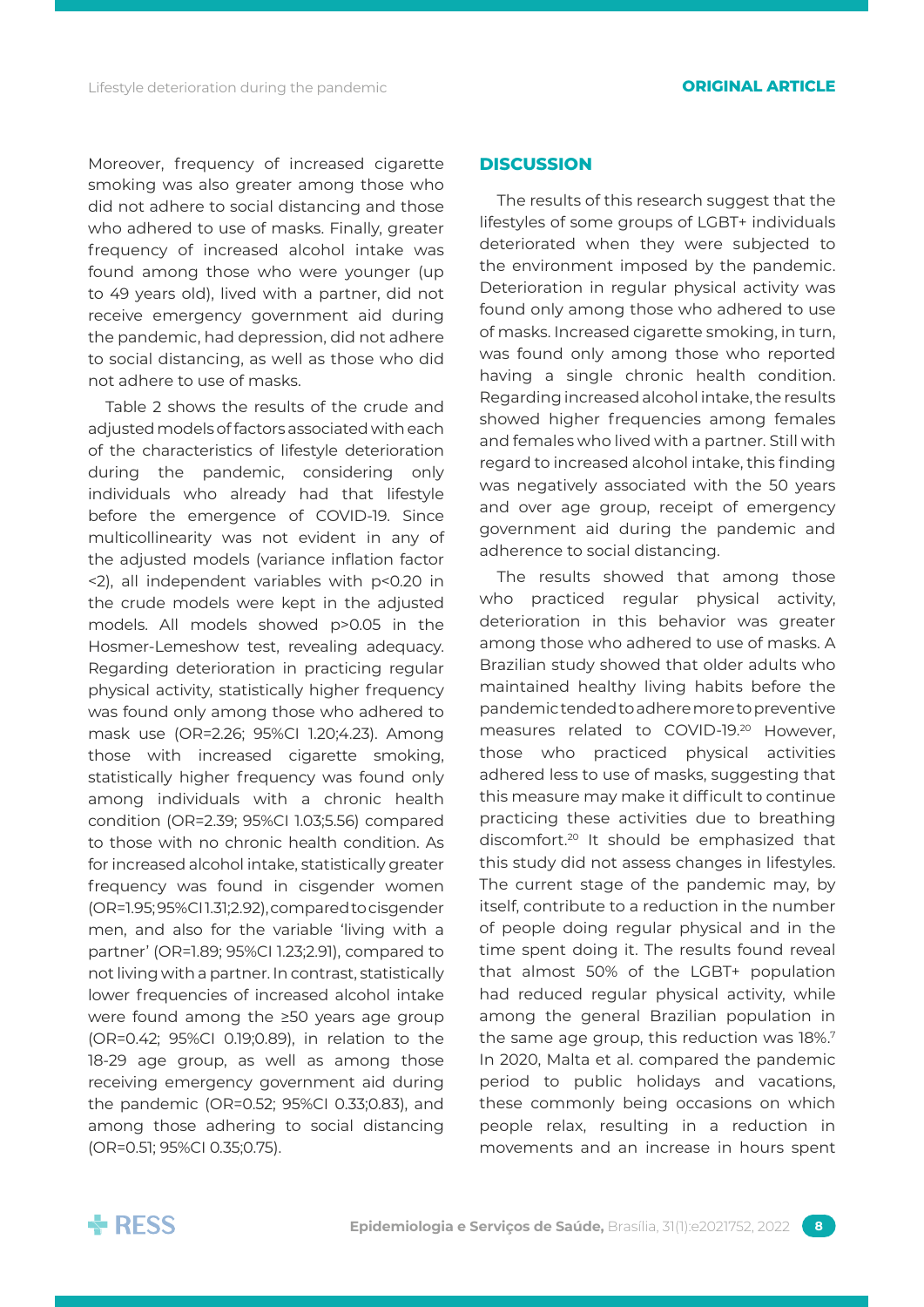Moreover, frequency of increased cigarette smoking was also greater among those who did not adhere to social distancing and those who adhered to use of masks. Finally, greater frequency of increased alcohol intake was found among those who were younger (up to 49 years old), lived with a partner, did not receive emergency government aid during the pandemic, had depression, did not adhere to social distancing, as well as those who did not adhere to use of masks.

Table 2 shows the results of the crude and adjusted models of factors associated with each of the characteristics of lifestyle deterioration during the pandemic, considering only individuals who already had that lifestyle before the emergence of COVID-19. Since multicollinearity was not evident in any of the adjusted models (variance inflation factor <2), all independent variables with p<0.20 in the crude models were kept in the adjusted models. All models showed p>0.05 in the Hosmer-Lemeshow test, revealing adequacy. Regarding deterioration in practicing regular physical activity, statistically higher frequency was found only among those who adhered to mask use (OR=2.26; 95%CI 1.20;4.23). Among those with increased cigarette smoking, statistically higher frequency was found only among individuals with a chronic health condition (OR=2.39; 95%CI 1.03;5.56) compared to those with no chronic health condition. As for increased alcohol intake, statistically greater frequency was found in cisgender women (OR=1.95; 95%CI 1.31;2.92), compared to cisgender men, and also for the variable 'living with a partner' (OR=1.89; 95%CI 1.23;2.91), compared to not living with a partner. In contrast, statistically lower frequencies of increased alcohol intake were found among the ≥50 years age group (OR=0.42; 95%CI 0.19;0.89), in relation to the 18-29 age group, as well as among those receiving emergency government aid during the pandemic (OR=0.52; 95%CI 0.33;0.83), and among those adhering to social distancing (OR=0.51; 95%CI 0.35;0.75).

## DISCUSSION

The results of this research suggest that the lifestyles of some groups of LGBT+ individuals deteriorated when they were subjected to the environment imposed by the pandemic. Deterioration in regular physical activity was found only among those who adhered to use of masks. Increased cigarette smoking, in turn, was found only among those who reported having a single chronic health condition. Regarding increased alcohol intake, the results showed higher frequencies among females and females who lived with a partner. Still with regard to increased alcohol intake, this finding was negatively associated with the 50 years and over age group, receipt of emergency government aid during the pandemic and adherence to social distancing.

The results showed that among those who practiced regular physical activity, deterioration in this behavior was greater among those who adhered to use of masks. A Brazilian study showed that older adults who maintained healthy living habits before the pandemic tended to adhere more to preventive measures related to COVID-19.[20] However, those who practiced physical activities adhered less to use of masks, suggesting that this measure may make it difficult to continue practicing these activities due to breathing discomfort.[20] It should be emphasized that this study did not assess changes in lifestyles. The current stage of the pandemic may, by itself, contribute to a reduction in the number of people doing regular physical and in the time spent doing it. The results found reveal that almost 50% of the LGBT+ population had reduced regular physical activity, while among the general Brazilian population in the same age group, this reduction was 18%.[7] In 2020, Malta et al. compared the pandemic period to public holidays and vacations, these commonly being occasions on which people relax, resulting in a reduction in movements and an increase in hours spent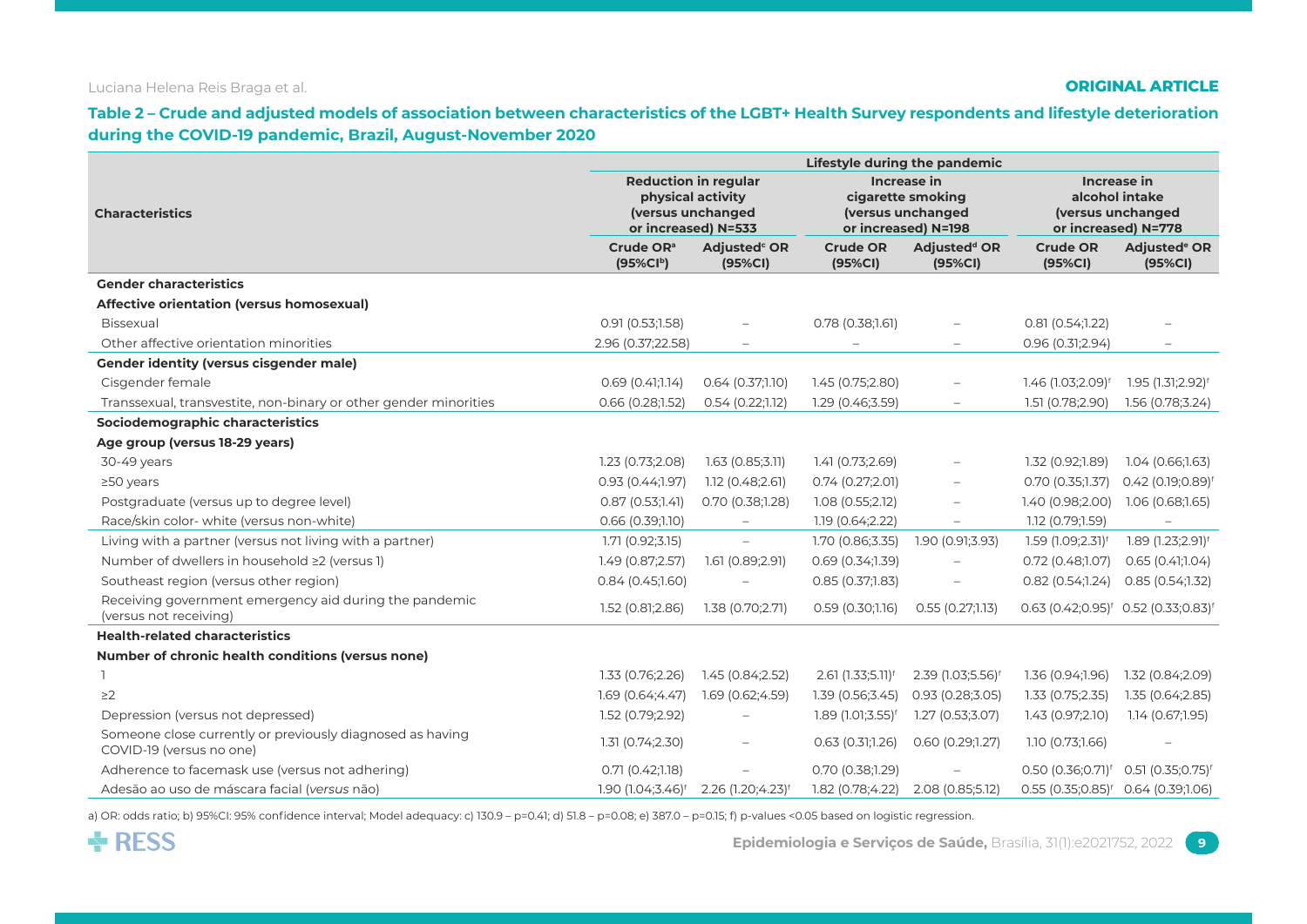**Table 2 – Crude and adjusted models of association between characteristics of the LGBT+ Health Survey respondents and lifestyle deterioration during the COVID-19 pandemic, Brazil, August-November 2020**

| Characteristics | Lifestyle during the pandemic | | | | | |
|---|---|---|---|---|---|---|
| | Reduction in regular physical activity (versus unchanged or increased) N=533 | | Increase in cigarette smoking (versus unchanged or increased) N=198 | | Increase in alcohol intake (versus unchanged or increased) N=778 | |
| | Crude OR[a] (95%CI[b]) | Adjusted[c] OR (95%CI) | Crude OR (95%CI) | Adjusted[d] OR (95%CI) | Crude OR (95%CI) | Adjusted[e] OR (95%CI) |
| **Gender characteristics** | | | | | | |
| **Affective orientation (versus homosexual)** | | | | | | |
| Bissexual | 0.91 (0.53;1.58) | – | 0.78 (0.38;1.61) | – | 0.81 (0.54;1.22) | – |
| Other affective orientation minorities | 2.96 (0.37;22.58) | – | – | – | 0.96 (0.31;2.94) | – |
| **Gender identity (versus cisgender male)** | | | | | | |
| Cisgender female | 0.69 (0.41;1.14) | 0.64 (0.37;1.10) | 1.45 (0.75;2.80) | – | 1.46 (1.03;2.09)[f] | 1.95 (1.31;2.92)[f] |
| Transsexual, transvestite, non-binary or other gender minorities | 0.66 (0.28;1.52) | 0.54 (0.22;1.12) | 1.29 (0.46;3.59) | – | 1.51 (0.78;2.90) | 1.56 (0.78;3.24) |
| **Sociodemographic characteristics** | | | | | | |
| **Age group (versus 18-29 years)** | | | | | | |
| 30-49 years | 1.23 (0.73;2.08) | 1.63 (0.85;3.11) | 1.41 (0.73;2.69) | – | 1.32 (0.92;1.89) | 1.04 (0.66;1.63) |
| ≥50 years | 0.93 (0.44;1.97) | 1.12 (0.48;2.61) | 0.74 (0.27;2.01) | – | 0.70 (0.35;1.37) | 0.42 (0.19;0.89)[f] |
| Postgraduate (versus up to degree level) | 0.87 (0.53;1.41) | 0.70 (0.38;1.28) | 1.08 (0.55;2.12) | – | 1.40 (0.98;2.00) | 1.06 (0.68;1.65) |
| Race/skin color- white (versus non-white) | 0.66 (0.39;1.10) | – | 1.19 (0.64;2.22) | – | 1.12 (0.79;1.59) | – |
| Living with a partner (versus not living with a partner) | 1.71 (0.92;3.15) | – | 1.70 (0.86;3.35) | 1.90 (0.91;3.93) | 1.59 (1.09;2.31)[f] | 1.89 (1.23;2.91)[f] |
| Number of dwellers in household ≥2 (versus 1) | 1.49 (0.87;2.57) | 1.61 (0.89;2.91) | 0.69 (0.34;1.39) | – | 0.72 (0.48;1.07) | 0.65 (0.41;1.04) |
| Southeast region (versus other region) | 0.84 (0.45;1.60) | – | 0.85 (0.37;1.83) | – | 0.82 (0.54;1.24) | 0.85 (0.54;1.32) |
| Receiving government emergency aid during the pandemic (versus not receiving) | 1.52 (0.81;2.86) | 1.38 (0.70;2.71) | 0.59 (0.30;1.16) | 0.55 (0.27;1.13) | 0.63 (0.42;0.95)[f] | 0.52 (0.33;0.83)[f] |
| **Health-related characteristics** | | | | | | |
| **Number of chronic health conditions (versus none)** | | | | | | |
| 1 | 1.33 (0.76;2.26) | 1.45 (0.84;2.52) | 2.61 (1.33;5.11)[f] | 2.39 (1.03;5.56)[f] | 1.36 (0.94;1.96) | 1.32 (0.84;2.09) |
| ≥2 | 1.69 (0.64;4.47) | 1.69 (0.62;4.59) | 1.39 (0.56;3.45) | 0.93 (0.28;3.05) | 1.33 (0.75;2.35) | 1.35 (0.64;2.85) |
| Depression (versus not depressed) | 1.52 (0.79;2.92) | – | 1.89 (1.01;3.55)[f] | 1.27 (0.53;3.07) | 1.43 (0.97;2.10) | 1.14 (0.67;1.95) |
| Someone close currently or previously diagnosed as having COVID-19 (versus no one) | 1.31 (0.74;2.30) | – | 0.63 (0.31;1.26) | 0.60 (0.29;1.27) | 1.10 (0.73;1.66) | – |
| Adherence to facemask use (versus not adhering) | 0.71 (0.42;1.18) | – | 0.70 (0.38;1.29) | – | 0.50 (0.36;0.71)[f] | 0.51 (0.35;0.75)[f] |
| Adesão ao uso de máscara facial (*versus* não) | 1.90 (1.04;3.46)[f] | 2.26 (1.20;4.23)[f] | 1.82 (0.78;4.22) | 2.08 (0.85;5.12) | 0.55 (0.35;0.85)[f] | 0.64 (0.39;1.06) |

a) OR: odds ratio; b) 95%CI: 95% confidence interval; Model adequacy: c) 130.9 – p=0.41; d) 51.8 – p=0.08; e) 387.0 – p=0.15; f) p-values <0.05 based on logistic regression.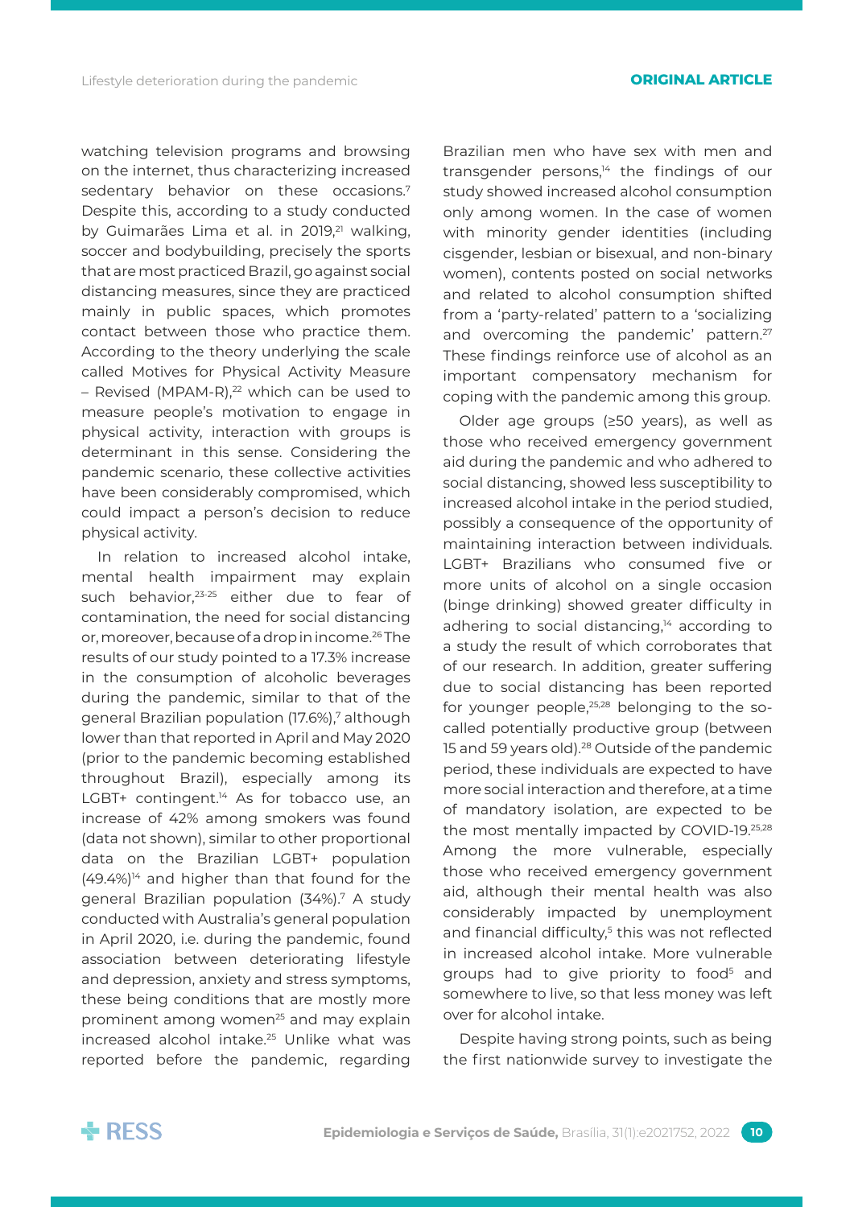watching television programs and browsing on the internet, thus characterizing increased sedentary behavior on these occasions.[7] Despite this, according to a study conducted by Guimarães Lima et al. in 2019,[21] walking, soccer and bodybuilding, precisely the sports that are most practiced Brazil, go against social distancing measures, since they are practiced mainly in public spaces, which promotes contact between those who practice them. According to the theory underlying the scale called Motives for Physical Activity Measure – Revised (MPAM-R),[22] which can be used to measure people's motivation to engage in physical activity, interaction with groups is determinant in this sense. Considering the pandemic scenario, these collective activities have been considerably compromised, which could impact a person's decision to reduce physical activity.

In relation to increased alcohol intake, mental health impairment may explain such behavior,[23-25] either due to fear of contamination, the need for social distancing or, moreover, because of a drop in income.[26] The results of our study pointed to a 17.3% increase in the consumption of alcoholic beverages during the pandemic, similar to that of the general Brazilian population (17.6%),[7] although lower than that reported in April and May 2020 (prior to the pandemic becoming established throughout Brazil), especially among its LGBT+ contingent.[14] As for tobacco use, an increase of 42% among smokers was found (data not shown), similar to other proportional data on the Brazilian LGBT+ population (49.4%)[14] and higher than that found for the general Brazilian population (34%).[7] A study conducted with Australia's general population in April 2020, i.e. during the pandemic, found association between deteriorating lifestyle and depression, anxiety and stress symptoms, these being conditions that are mostly more prominent among women[25] and may explain increased alcohol intake.[25] Unlike what was reported before the pandemic, regarding Brazilian men who have sex with men and transgender persons,[14] the findings of our study showed increased alcohol consumption only among women. In the case of women with minority gender identities (including cisgender, lesbian or bisexual, and non-binary women), contents posted on social networks and related to alcohol consumption shifted from a 'party-related' pattern to a 'socializing and overcoming the pandemic' pattern.[27] These findings reinforce use of alcohol as an important compensatory mechanism for coping with the pandemic among this group.

Older age groups (≥50 years), as well as those who received emergency government aid during the pandemic and who adhered to social distancing, showed less susceptibility to increased alcohol intake in the period studied, possibly a consequence of the opportunity of maintaining interaction between individuals. LGBT+ Brazilians who consumed five or more units of alcohol on a single occasion (binge drinking) showed greater difficulty in adhering to social distancing,[14] according to a study the result of which corroborates that of our research. In addition, greater suffering due to social distancing has been reported for younger people,[25,28] belonging to the so-called potentially productive group (between 15 and 59 years old).[28] Outside of the pandemic period, these individuals are expected to have more social interaction and therefore, at a time of mandatory isolation, are expected to be the most mentally impacted by COVID-19.[25,28] Among the more vulnerable, especially those who received emergency government aid, although their mental health was also considerably impacted by unemployment and financial difficulty,[5] this was not reflected in increased alcohol intake. More vulnerable groups had to give priority to food[5] and somewhere to live, so that less money was left over for alcohol intake.

Despite having strong points, such as being the first nationwide survey to investigate the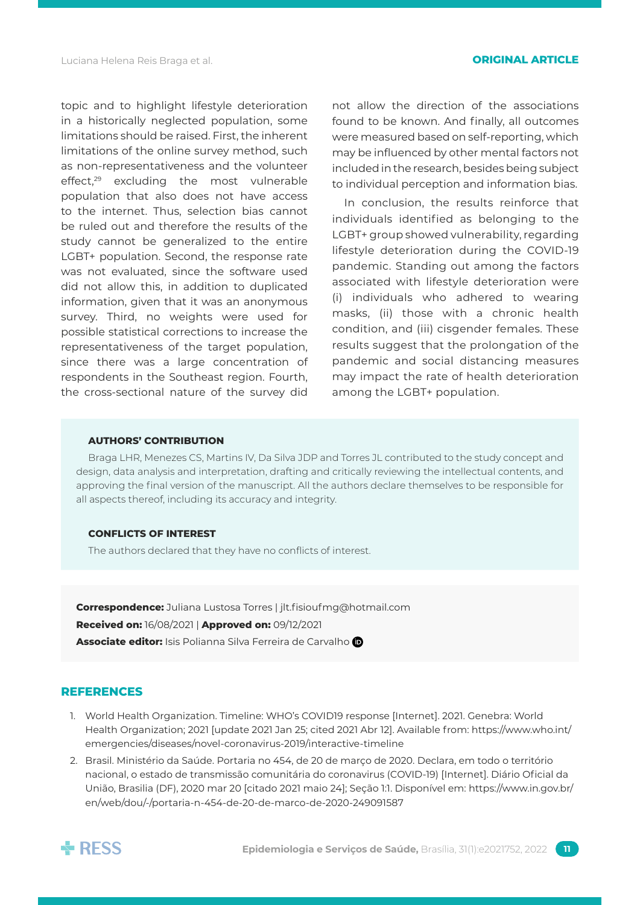topic and to highlight lifestyle deterioration in a historically neglected population, some limitations should be raised. First, the inherent limitations of the online survey method, such as non-representativeness and the volunteer effect,[29] excluding the most vulnerable population that also does not have access to the internet. Thus, selection bias cannot be ruled out and therefore the results of the study cannot be generalized to the entire LGBT+ population. Second, the response rate was not evaluated, since the software used did not allow this, in addition to duplicated information, given that it was an anonymous survey. Third, no weights were used for possible statistical corrections to increase the representativeness of the target population, since there was a large concentration of respondents in the Southeast region. Fourth, the cross-sectional nature of the survey did not allow the direction of the associations found to be known. And finally, all outcomes were measured based on self-reporting, which may be influenced by other mental factors not included in the research, besides being subject to individual perception and information bias.

In conclusion, the results reinforce that individuals identified as belonging to the LGBT+ group showed vulnerability, regarding lifestyle deterioration during the COVID-19 pandemic. Standing out among the factors associated with lifestyle deterioration were (i) individuals who adhered to wearing masks, (ii) those with a chronic health condition, and (iii) cisgender females. These results suggest that the prolongation of the pandemic and social distancing measures may impact the rate of health deterioration among the LGBT+ population.

**AUTHORS' CONTRIBUTION**

Braga LHR, Menezes CS, Martins IV, Da Silva JDP and Torres JL contributed to the study concept and design, data analysis and interpretation, drafting and critically reviewing the intellectual contents, and approving the final version of the manuscript. All the authors declare themselves to be responsible for all aspects thereof, including its accuracy and integrity.

**CONFLICTS OF INTEREST**

The authors declared that they have no conflicts of interest.

**Correspondence:** Juliana Lustosa Torres | jlt.fisioufmg@hotmail.com
**Received on:** 16/08/2021 | **Approved on:** 09/12/2021
**Associate editor:** Isis Polianna Silva Ferreira de Carvalho

## REFERENCES

1. World Health Organization. Timeline: WHO's COVID19 response [Internet]. 2021. Genebra: World Health Organization; 2021 [update 2021 Jan 25; cited 2021 Abr 12]. Available from: https://www.who.int/emergencies/diseases/novel-coronavirus-2019/interactive-timeline
2. Brasil. Ministério da Saúde. Portaria no 454, de 20 de março de 2020. Declara, em todo o território nacional, o estado de transmissão comunitária do coronavírus (COVID-19) [Internet]. Diário Oficial da União, Brasilia (DF), 2020 mar 20 [citado 2021 maio 24]; Seção 1:1. Disponível em: https://www.in.gov.br/en/web/dou/-/portaria-n-454-de-20-de-marco-de-2020-249091587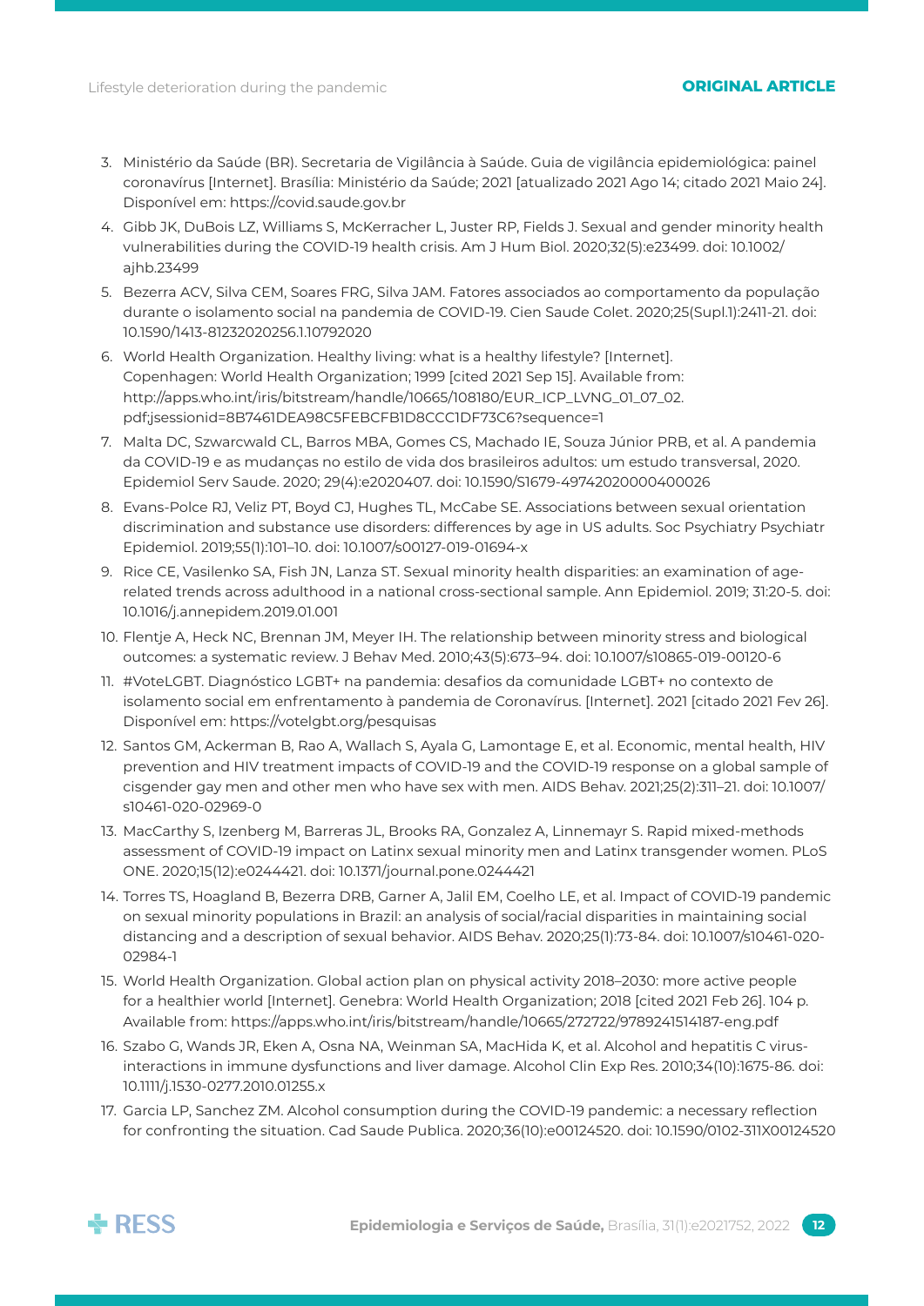3. Ministério da Saúde (BR). Secretaria de Vigilância à Saúde. Guia de vigilância epidemiológica: painel coronavírus [Internet]. Brasília: Ministério da Saúde; 2021 [atualizado 2021 Ago 14; citado 2021 Maio 24]. Disponível em: https://covid.saude.gov.br
4. Gibb JK, DuBois LZ, Williams S, McKerracher L, Juster RP, Fields J. Sexual and gender minority health vulnerabilities during the COVID-19 health crisis. Am J Hum Biol. 2020;32(5):e23499. doi: 10.1002/ajhb.23499
5. Bezerra ACV, Silva CEM, Soares FRG, Silva JAM. Fatores associados ao comportamento da população durante o isolamento social na pandemia de COVID-19. Cien Saude Colet. 2020;25(Supl.1):2411-21. doi: 10.1590/1413-81232020256.1.10792020
6. World Health Organization. Healthy living: what is a healthy lifestyle? [Internet]. Copenhagen: World Health Organization; 1999 [cited 2021 Sep 15]. Available from: http://apps.who.int/iris/bitstream/handle/10665/108180/EUR_ICP_LVNG_01_07_02.pdf;jsessionid=8B7461DEA98C5FEBCFB1D8CCC1DF73C6?sequence=1
7. Malta DC, Szwarcwald CL, Barros MBA, Gomes CS, Machado IE, Souza Júnior PRB, et al. A pandemia da COVID-19 e as mudanças no estilo de vida dos brasileiros adultos: um estudo transversal, 2020. Epidemiol Serv Saude. 2020; 29(4):e2020407. doi: 10.1590/S1679-49742020000400026
8. Evans-Polce RJ, Veliz PT, Boyd CJ, Hughes TL, McCabe SE. Associations between sexual orientation discrimination and substance use disorders: differences by age in US adults. Soc Psychiatry Psychiatr Epidemiol. 2019;55(1):101–10. doi: 10.1007/s00127-019-01694-x
9. Rice CE, Vasilenko SA, Fish JN, Lanza ST. Sexual minority health disparities: an examination of age-related trends across adulthood in a national cross-sectional sample. Ann Epidemiol. 2019; 31:20-5. doi: 10.1016/j.annepidem.2019.01.001
10. Flentje A, Heck NC, Brennan JM, Meyer IH. The relationship between minority stress and biological outcomes: a systematic review. J Behav Med. 2010;43(5):673–94. doi: 10.1007/s10865-019-00120-6
11. #VoteLGBT. Diagnóstico LGBT+ na pandemia: desafios da comunidade LGBT+ no contexto de isolamento social em enfrentamento à pandemia de Coronavírus. [Internet]. 2021 [citado 2021 Fev 26]. Disponível em: https://votelgbt.org/pesquisas
12. Santos GM, Ackerman B, Rao A, Wallach S, Ayala G, Lamontage E, et al. Economic, mental health, HIV prevention and HIV treatment impacts of COVID-19 and the COVID-19 response on a global sample of cisgender gay men and other men who have sex with men. AIDS Behav. 2021;25(2):311–21. doi: 10.1007/s10461-020-02969-0
13. MacCarthy S, Izenberg M, Barreras JL, Brooks RA, Gonzalez A, Linnemayr S. Rapid mixed-methods assessment of COVID-19 impact on Latinx sexual minority men and Latinx transgender women. PLoS ONE. 2020;15(12):e0244421. doi: 10.1371/journal.pone.0244421
14. Torres TS, Hoagland B, Bezerra DRB, Garner A, Jalil EM, Coelho LE, et al. Impact of COVID-19 pandemic on sexual minority populations in Brazil: an analysis of social/racial disparities in maintaining social distancing and a description of sexual behavior. AIDS Behav. 2020;25(1):73-84. doi: 10.1007/s10461-020-02984-1
15. World Health Organization. Global action plan on physical activity 2018–2030: more active people for a healthier world [Internet]. Genebra: World Health Organization; 2018 [cited 2021 Feb 26]. 104 p. Available from: https://apps.who.int/iris/bitstream/handle/10665/272722/9789241514187-eng.pdf
16. Szabo G, Wands JR, Eken A, Osna NA, Weinman SA, MacHida K, et al. Alcohol and hepatitis C virus-interactions in immune dysfunctions and liver damage. Alcohol Clin Exp Res. 2010;34(10):1675-86. doi: 10.1111/j.1530-0277.2010.01255.x
17. Garcia LP, Sanchez ZM. Alcohol consumption during the COVID-19 pandemic: a necessary reflection for confronting the situation. Cad Saude Publica. 2020;36(10):e00124520. doi: 10.1590/0102-311X00124520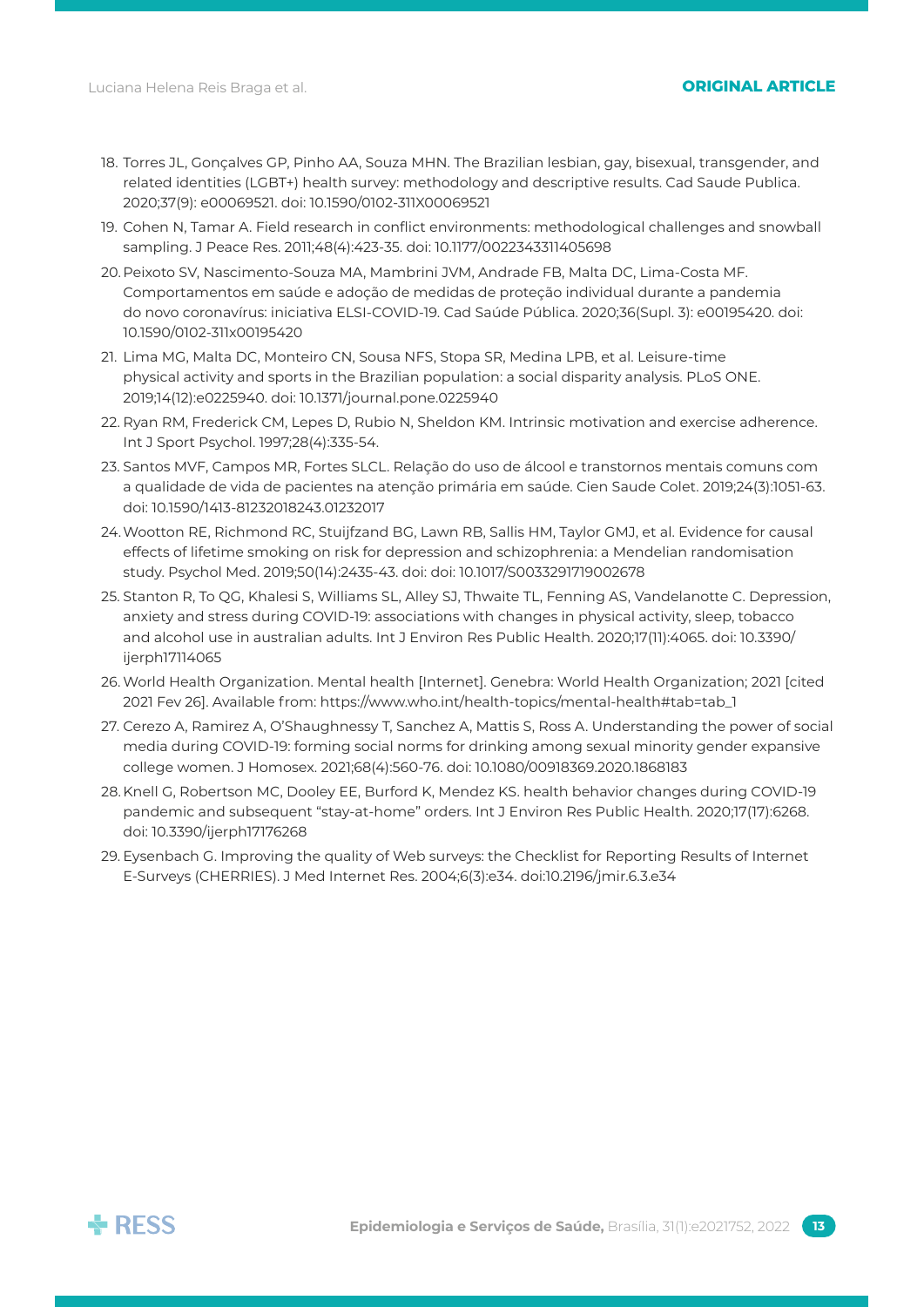18. Torres JL, Gonçalves GP, Pinho AA, Souza MHN. The Brazilian lesbian, gay, bisexual, transgender, and related identities (LGBT+) health survey: methodology and descriptive results. Cad Saude Publica. 2020;37(9): e00069521. doi: 10.1590/0102-311X00069521
19. Cohen N, Tamar A. Field research in conflict environments: methodological challenges and snowball sampling. J Peace Res. 2011;48(4):423-35. doi: 10.1177/0022343311405698
20. Peixoto SV, Nascimento-Souza MA, Mambrini JVM, Andrade FB, Malta DC, Lima-Costa MF. Comportamentos em saúde e adoção de medidas de proteção individual durante a pandemia do novo coronavírus: iniciativa ELSI-COVID-19. Cad Saúde Pública. 2020;36(Supl. 3): e00195420. doi: 10.1590/0102-311x00195420
21. Lima MG, Malta DC, Monteiro CN, Sousa NFS, Stopa SR, Medina LPB, et al. Leisure-time physical activity and sports in the Brazilian population: a social disparity analysis. PLoS ONE. 2019;14(12):e0225940. doi: 10.1371/journal.pone.0225940
22. Ryan RM, Frederick CM, Lepes D, Rubio N, Sheldon KM. Intrinsic motivation and exercise adherence. Int J Sport Psychol. 1997;28(4):335-54.
23. Santos MVF, Campos MR, Fortes SLCL. Relação do uso de álcool e transtornos mentais comuns com a qualidade de vida de pacientes na atenção primária em saúde. Cien Saude Colet. 2019;24(3):1051-63. doi: 10.1590/1413-81232018243.01232017
24. Wootton RE, Richmond RC, Stuijfzand BG, Lawn RB, Sallis HM, Taylor GMJ, et al. Evidence for causal effects of lifetime smoking on risk for depression and schizophrenia: a Mendelian randomisation study. Psychol Med. 2019;50(14):2435-43. doi: doi: 10.1017/S0033291719002678
25. Stanton R, To QG, Khalesi S, Williams SL, Alley SJ, Thwaite TL, Fenning AS, Vandelanotte C. Depression, anxiety and stress during COVID-19: associations with changes in physical activity, sleep, tobacco and alcohol use in australian adults. Int J Environ Res Public Health. 2020;17(11):4065. doi: 10.3390/ijerph17114065
26. World Health Organization. Mental health [Internet]. Genebra: World Health Organization; 2021 [cited 2021 Fev 26]. Available from: https://www.who.int/health-topics/mental-health#tab=tab_1
27. Cerezo A, Ramirez A, O'Shaughnessy T, Sanchez A, Mattis S, Ross A. Understanding the power of social media during COVID-19: forming social norms for drinking among sexual minority gender expansive college women. J Homosex. 2021;68(4):560-76. doi: 10.1080/00918369.2020.1868183
28. Knell G, Robertson MC, Dooley EE, Burford K, Mendez KS. health behavior changes during COVID-19 pandemic and subsequent "stay-at-home" orders. Int J Environ Res Public Health. 2020;17(17):6268. doi: 10.3390/ijerph17176268
29. Eysenbach G. Improving the quality of Web surveys: the Checklist for Reporting Results of Internet E-Surveys (CHERRIES). J Med Internet Res. 2004;6(3):e34. doi:10.2196/jmir.6.3.e34